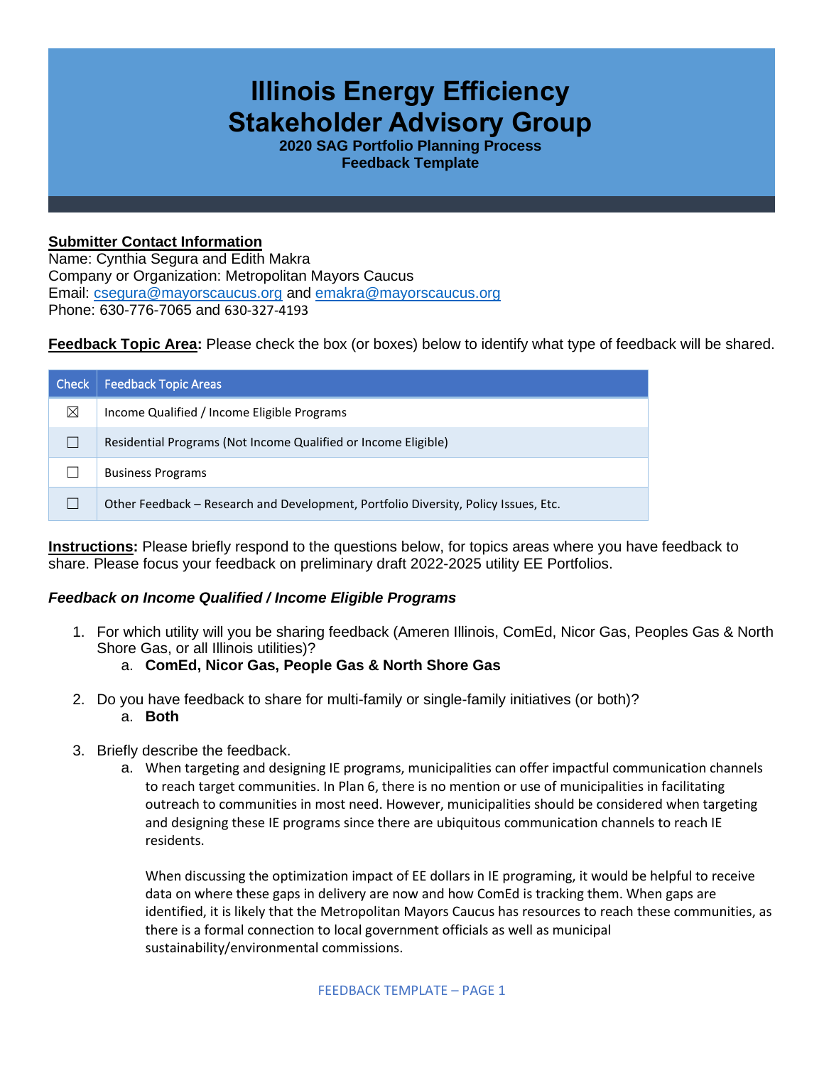# Illinois Energy Efficiency Stakeholder Advisory Group

**2020 SAG Portfolio Planning Process**
**Feedback Template**

**Submitter Contact Information**
Name: Cynthia Segura and Edith Makra
Company or Organization: Metropolitan Mayors Caucus
Email: csegura@mayorscaucus.org and emakra@mayorscaucus.org
Phone: 630-776-7065 and 630-327-4193

**Feedback Topic Area:** Please check the box (or boxes) below to identify what type of feedback will be shared.

| Check | Feedback Topic Areas |
|---|---|
| ☒ | Income Qualified / Income Eligible Programs |
| ☐ | Residential Programs (Not Income Qualified or Income Eligible) |
| ☐ | Business Programs |
| ☐ | Other Feedback – Research and Development, Portfolio Diversity, Policy Issues, Etc. |

**Instructions:** Please briefly respond to the questions below, for topics areas where you have feedback to share. Please focus your feedback on preliminary draft 2022-2025 utility EE Portfolios.

***Feedback on Income Qualified / Income Eligible Programs***

1. For which utility will you be sharing feedback (Ameren Illinois, ComEd, Nicor Gas, Peoples Gas & North Shore Gas, or all Illinois utilities)?
   a. **ComEd, Nicor Gas, People Gas & North Shore Gas**

2. Do you have feedback to share for multi-family or single-family initiatives (or both)?
   a. **Both**

3. Briefly describe the feedback.
   a. When targeting and designing IE programs, municipalities can offer impactful communication channels to reach target communities. In Plan 6, there is no mention or use of municipalities in facilitating outreach to communities in most need. However, municipalities should be considered when targeting and designing these IE programs since there are ubiquitous communication channels to reach IE residents.

      When discussing the optimization impact of EE dollars in IE programing, it would be helpful to receive data on where these gaps in delivery are now and how ComEd is tracking them. When gaps are identified, it is likely that the Metropolitan Mayors Caucus has resources to reach these communities, as there is a formal connection to local government officials as well as municipal sustainability/environmental commissions.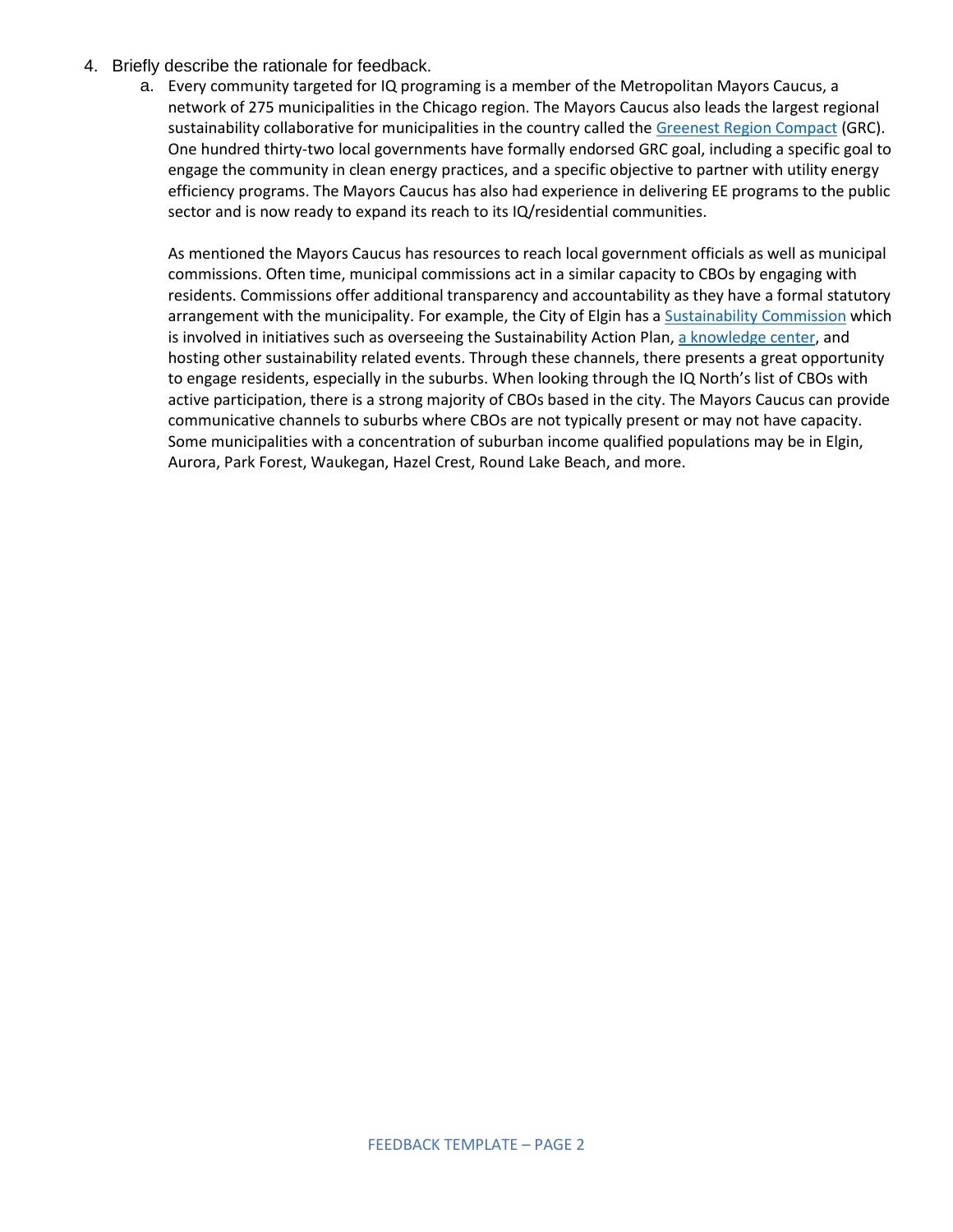4. Briefly describe the rationale for feedback.

   a. Every community targeted for IQ programing is a member of the Metropolitan Mayors Caucus, a network of 275 municipalities in the Chicago region. The Mayors Caucus also leads the largest regional sustainability collaborative for municipalities in the country called the [Greenest Region Compact](#) (GRC). One hundred thirty-two local governments have formally endorsed GRC goal, including a specific goal to engage the community in clean energy practices, and a specific objective to partner with utility energy efficiency programs. The Mayors Caucus has also had experience in delivering EE programs to the public sector and is now ready to expand its reach to its IQ/residential communities.

      As mentioned the Mayors Caucus has resources to reach local government officials as well as municipal commissions. Often time, municipal commissions act in a similar capacity to CBOs by engaging with residents. Commissions offer additional transparency and accountability as they have a formal statutory arrangement with the municipality. For example, the City of Elgin has a [Sustainability Commission](#) which is involved in initiatives such as overseeing the Sustainability Action Plan, [a knowledge center](#), and hosting other sustainability related events. Through these channels, there presents a great opportunity to engage residents, especially in the suburbs. When looking through the IQ North's list of CBOs with active participation, there is a strong majority of CBOs based in the city. The Mayors Caucus can provide communicative channels to suburbs where CBOs are not typically present or may not have capacity. Some municipalities with a concentration of suburban income qualified populations may be in Elgin, Aurora, Park Forest, Waukegan, Hazel Crest, Round Lake Beach, and more.